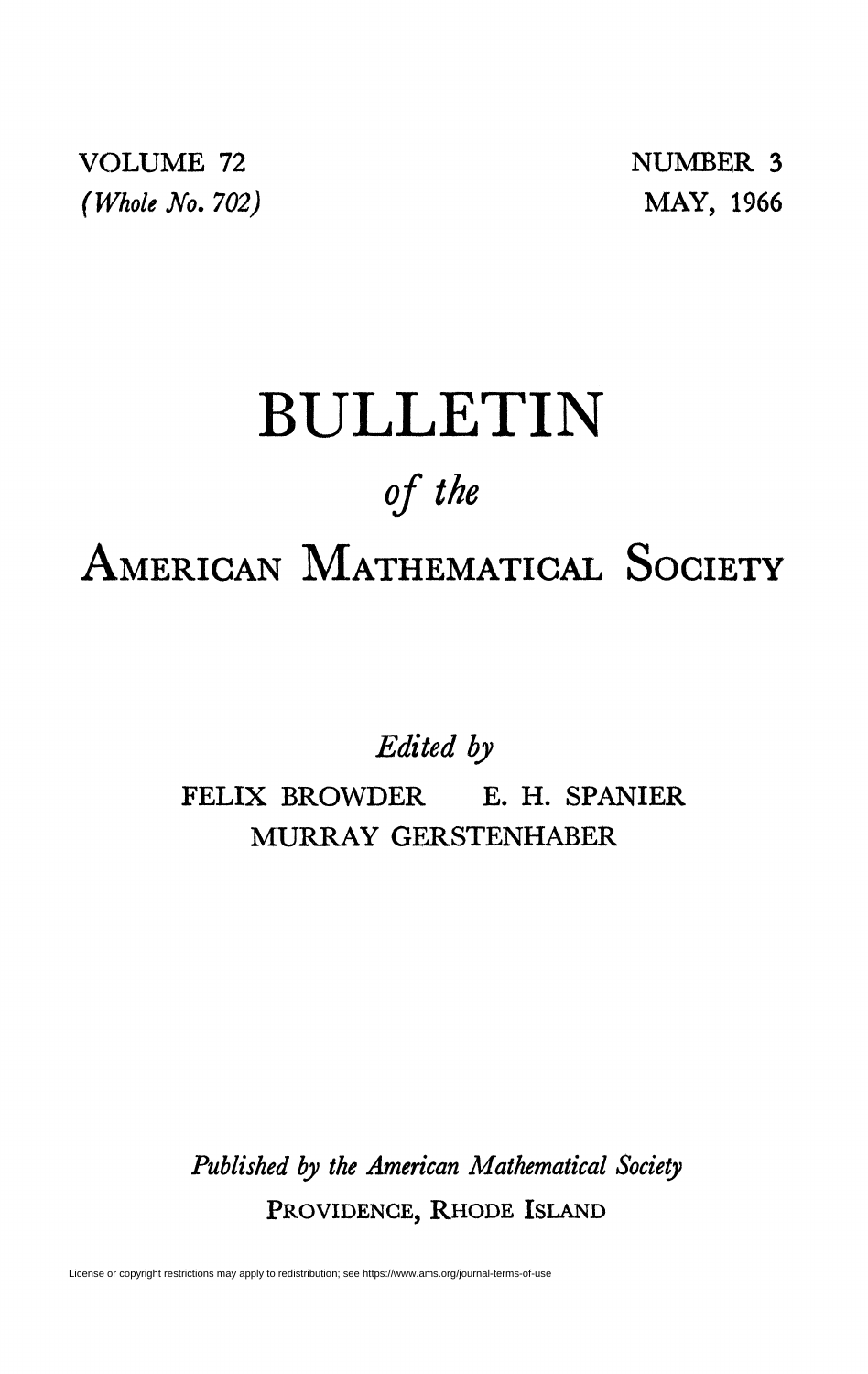VOLUME 72
*(Whole No. 702)*

NUMBER 3
MAY, 1966

# BULLETIN

*of the*

# AMERICAN MATHEMATICAL SOCIETY

*Edited by*

FELIX BROWDER E. H. SPANIER

MURRAY GERSTENHABER

*Published by the American Mathematical Society*

PROVIDENCE, RHODE ISLAND

License or copyright restrictions may apply to redistribution; see https://www.ams.org/journal-terms-of-use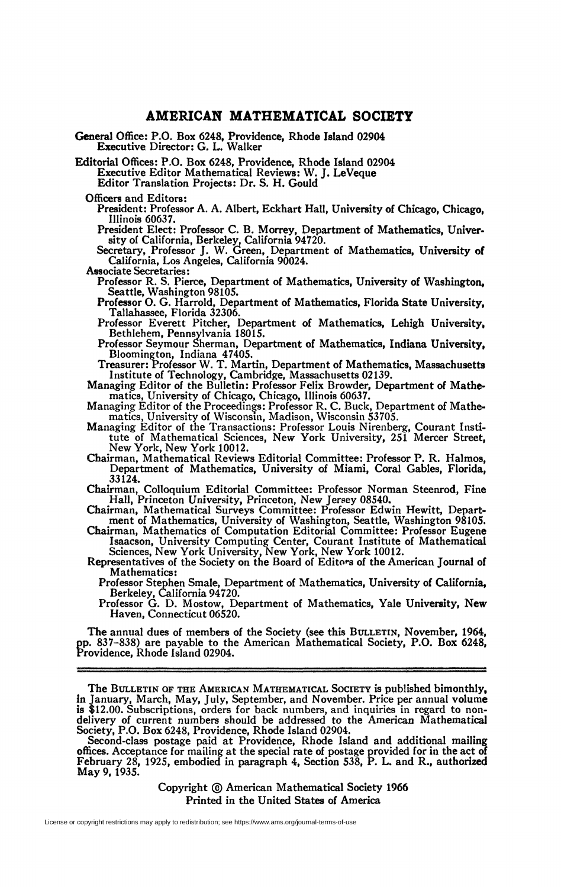# AMERICAN MATHEMATICAL SOCIETY

General Office: P.O. Box 6248, Providence, Rhode Island 02904
Executive Director: G. L. Walker

Editorial Offices: P.O. Box 6248, Providence, Rhode Island 02904
Executive Editor Mathematical Reviews: W. J. LeVeque
Editor Translation Projects: Dr. S. H. Gould

Officers and Editors:

President: Professor A. A. Albert, Eckhart Hall, University of Chicago, Chicago, Illinois 60637.

President Elect: Professor C. B. Morrey, Department of Mathematics, University of California, Berkeley, California 94720.

Secretary, Professor J. W. Green, Department of Mathematics, University of California, Los Angeles, California 90024.

Associate Secretaries:

Professor R. S. Pierce, Department of Mathematics, University of Washington, Seattle, Washington 98105.

Professor O. G. Harrold, Department of Mathematics, Florida State University, Tallahassee, Florida 32306.

Professor Everett Pitcher, Department of Mathematics, Lehigh University, Bethlehem, Pennsylvania 18015.

Professor Seymour Sherman, Department of Mathematics, Indiana University, Bloomington, Indiana 47405.

Treasurer: Professor W. T. Martin, Department of Mathematics, Massachusetts Institute of Technology, Cambridge, Massachusetts 02139.

Managing Editor of the Bulletin: Professor Felix Browder, Department of Mathematics, University of Chicago, Chicago, Illinois 60637.

Managing Editor of the Proceedings: Professor R. C. Buck, Department of Mathematics, University of Wisconsin, Madison, Wisconsin 53705.

Managing Editor of the Transactions: Professor Louis Nirenberg, Courant Institute of Mathematical Sciences, New York University, 251 Mercer Street, New York, New York 10012.

Chairman, Mathematical Reviews Editorial Committee: Professor P. R. Halmos, Department of Mathematics, University of Miami, Coral Gables, Florida, 33124.

Chairman, Colloquium Editorial Committee: Professor Norman Steenrod, Fine Hall, Princeton University, Princeton, New Jersey 08540.

Chairman, Mathematical Surveys Committee: Professor Edwin Hewitt, Department of Mathematics, University of Washington, Seattle, Washington 98105.

Chairman, Mathematics of Computation Editorial Committee: Professor Eugene Isaacson, University Computing Center, Courant Institute of Mathematical Sciences, New York University, New York, New York 10012.

Representatives of the Society on the Board of Editors of the American Journal of Mathematics:

Professor Stephen Smale, Department of Mathematics, University of California, Berkeley, California 94720.

Professor G. D. Mostow, Department of Mathematics, Yale University, New Haven, Connecticut 06520.

The annual dues of members of the Society (see this BULLETIN, November, 1964, pp. 837–838) are payable to the American Mathematical Society, P.O. Box 6248, Providence, Rhode Island 02904.

---

The BULLETIN OF THE AMERICAN MATHEMATICAL SOCIETY is published bimonthly, in January, March, May, July, September, and November. Price per annual volume is $12.00. Subscriptions, orders for back numbers, and inquiries in regard to nondelivery of current numbers should be addressed to the American Mathematical Society, P.O. Box 6248, Providence, Rhode Island 02904.

Second-class postage paid at Providence, Rhode Island and additional mailing offices. Acceptance for mailing at the special rate of postage provided for in the act of February 28, 1925, embodied in paragraph 4, Section 538, P. L. and R., authorized May 9, 1935.

Copyright © American Mathematical Society 1966
Printed in the United States of America